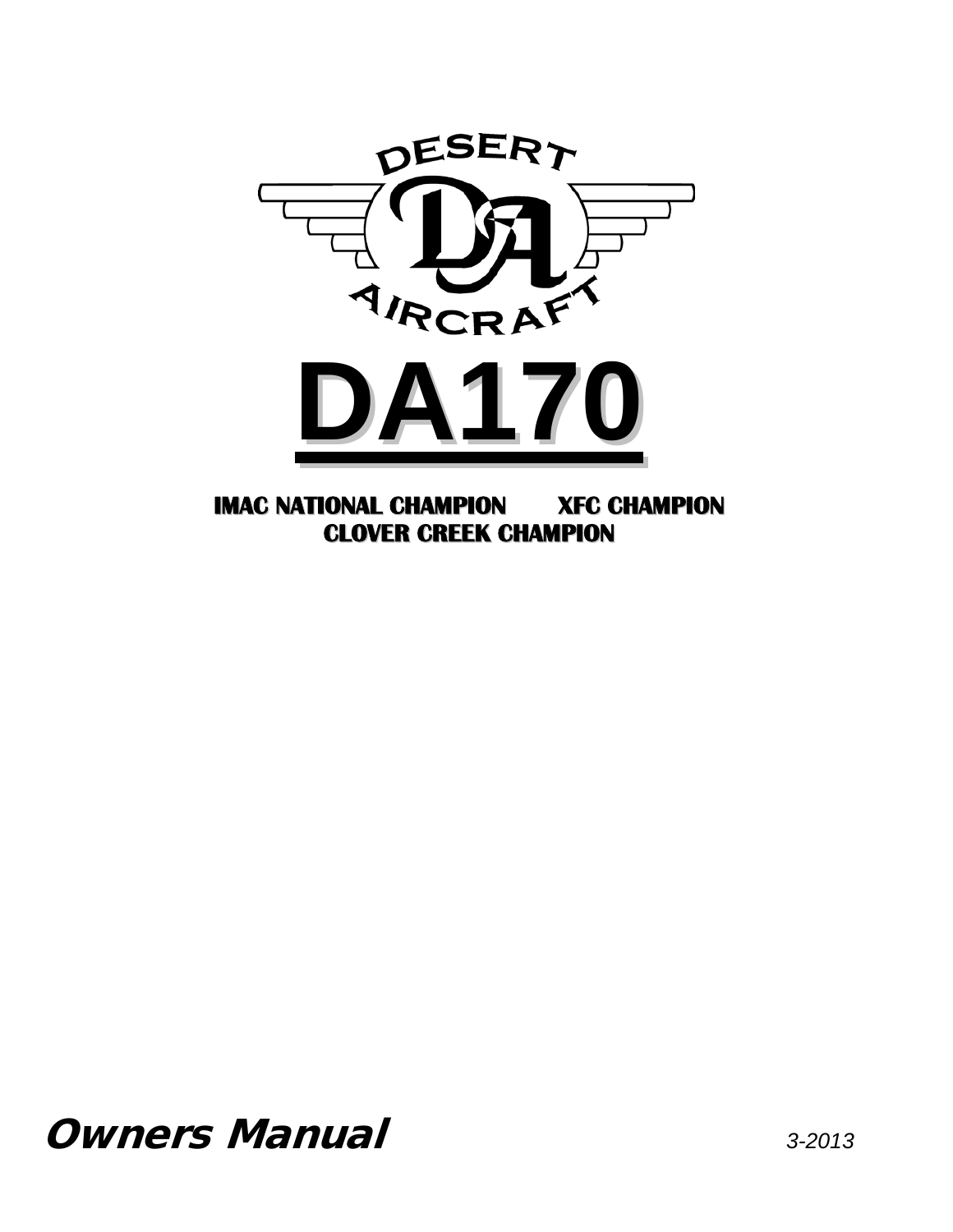DESERT

AIRCRAFT

# DA170

**IMAC NATIONAL CHAMPION XFC CHAMPION**

**CLOVER CREEK CHAMPION**

***Owners Manual*** *3-2013*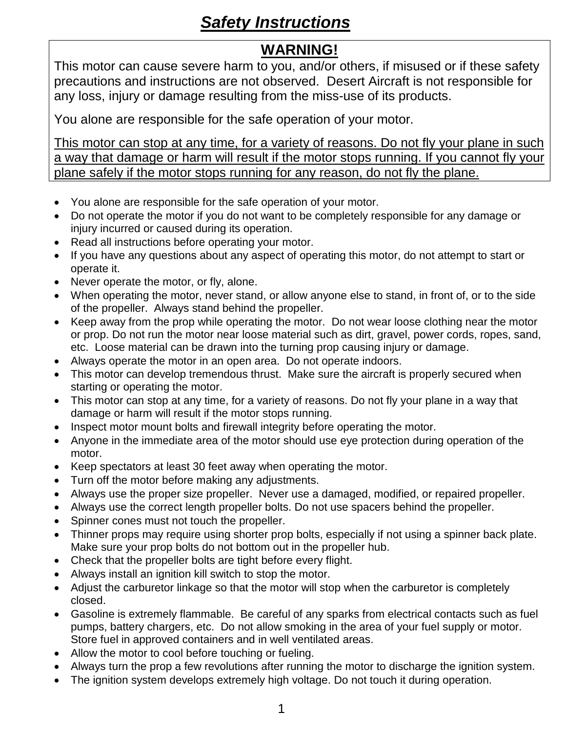# ***Safety Instructions***

**WARNING!**

This motor can cause severe harm to you, and/or others, if misused or if these safety precautions and instructions are not observed. Desert Aircraft is not responsible for any loss, injury or damage resulting from the miss-use of its products.

You alone are responsible for the safe operation of your motor.

<u>This motor can stop at any time, for a variety of reasons. Do not fly your plane in such a way that damage or harm will result if the motor stops running. If you cannot fly your plane safely if the motor stops running for any reason, do not fly the plane.</u>

- You alone are responsible for the safe operation of your motor.
- Do not operate the motor if you do not want to be completely responsible for any damage or injury incurred or caused during its operation.
- Read all instructions before operating your motor.
- If you have any questions about any aspect of operating this motor, do not attempt to start or operate it.
- Never operate the motor, or fly, alone.
- When operating the motor, never stand, or allow anyone else to stand, in front of, or to the side of the propeller. Always stand behind the propeller.
- Keep away from the prop while operating the motor. Do not wear loose clothing near the motor or prop. Do not run the motor near loose material such as dirt, gravel, power cords, ropes, sand, etc. Loose material can be drawn into the turning prop causing injury or damage.
- Always operate the motor in an open area. Do not operate indoors.
- This motor can develop tremendous thrust. Make sure the aircraft is properly secured when starting or operating the motor.
- This motor can stop at any time, for a variety of reasons. Do not fly your plane in a way that damage or harm will result if the motor stops running.
- Inspect motor mount bolts and firewall integrity before operating the motor.
- Anyone in the immediate area of the motor should use eye protection during operation of the motor.
- Keep spectators at least 30 feet away when operating the motor.
- Turn off the motor before making any adjustments.
- Always use the proper size propeller. Never use a damaged, modified, or repaired propeller.
- Always use the correct length propeller bolts. Do not use spacers behind the propeller.
- Spinner cones must not touch the propeller.
- Thinner props may require using shorter prop bolts, especially if not using a spinner back plate. Make sure your prop bolts do not bottom out in the propeller hub.
- Check that the propeller bolts are tight before every flight.
- Always install an ignition kill switch to stop the motor.
- Adjust the carburetor linkage so that the motor will stop when the carburetor is completely closed.
- Gasoline is extremely flammable. Be careful of any sparks from electrical contacts such as fuel pumps, battery chargers, etc. Do not allow smoking in the area of your fuel supply or motor. Store fuel in approved containers and in well ventilated areas.
- Allow the motor to cool before touching or fueling.
- Always turn the prop a few revolutions after running the motor to discharge the ignition system.
- The ignition system develops extremely high voltage. Do not touch it during operation.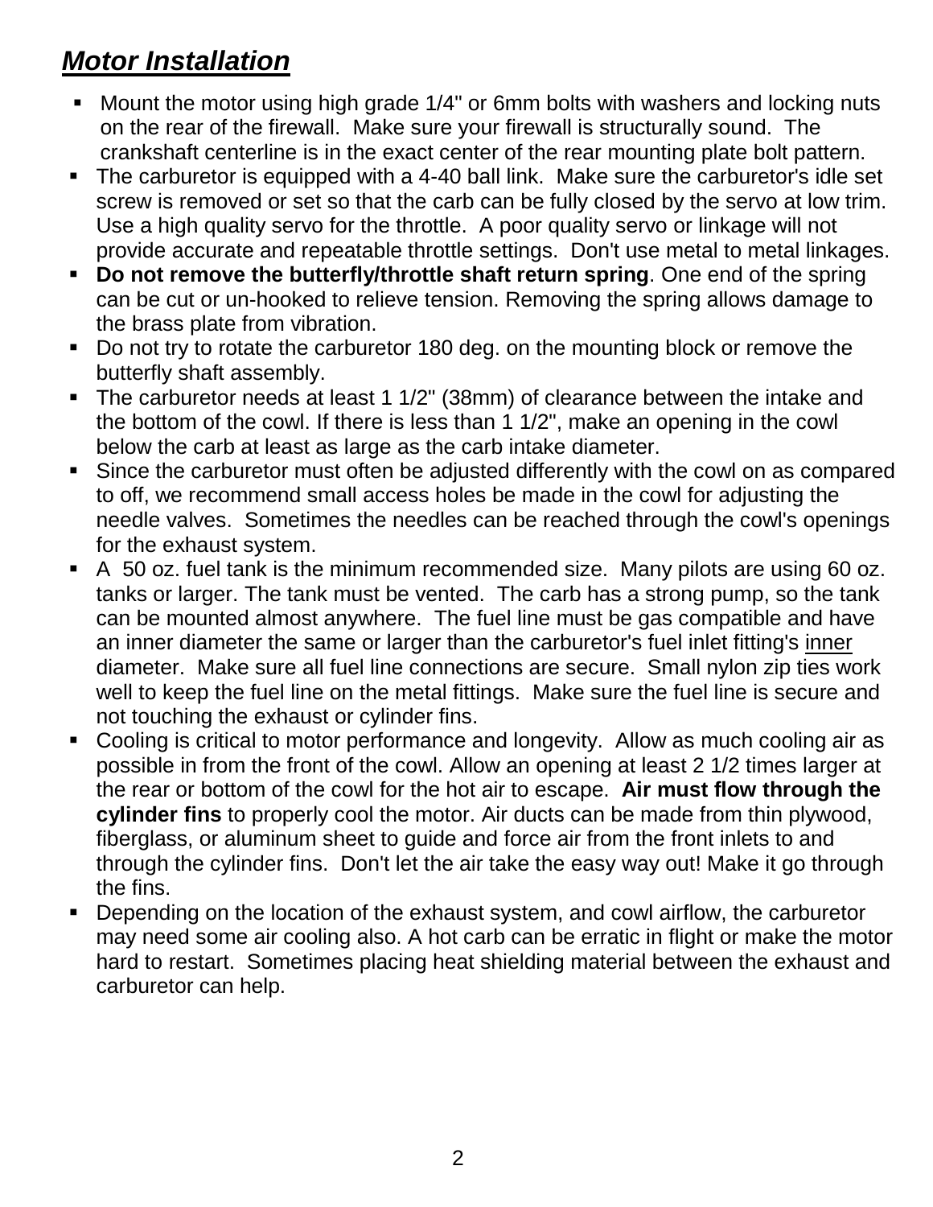## ***Motor Installation***

- Mount the motor using high grade 1/4" or 6mm bolts with washers and locking nuts on the rear of the firewall. Make sure your firewall is structurally sound. The crankshaft centerline is in the exact center of the rear mounting plate bolt pattern.
- The carburetor is equipped with a 4-40 ball link. Make sure the carburetor's idle set screw is removed or set so that the carb can be fully closed by the servo at low trim. Use a high quality servo for the throttle. A poor quality servo or linkage will not provide accurate and repeatable throttle settings. Don't use metal to metal linkages.
- **Do not remove the butterfly/throttle shaft return spring**. One end of the spring can be cut or un-hooked to relieve tension. Removing the spring allows damage to the brass plate from vibration.
- Do not try to rotate the carburetor 180 deg. on the mounting block or remove the butterfly shaft assembly.
- The carburetor needs at least 1 1/2" (38mm) of clearance between the intake and the bottom of the cowl. If there is less than 1 1/2", make an opening in the cowl below the carb at least as large as the carb intake diameter.
- Since the carburetor must often be adjusted differently with the cowl on as compared to off, we recommend small access holes be made in the cowl for adjusting the needle valves. Sometimes the needles can be reached through the cowl's openings for the exhaust system.
- A 50 oz. fuel tank is the minimum recommended size. Many pilots are using 60 oz. tanks or larger. The tank must be vented. The carb has a strong pump, so the tank can be mounted almost anywhere. The fuel line must be gas compatible and have an inner diameter the same or larger than the carburetor's fuel inlet fitting's <u>inner</u> diameter. Make sure all fuel line connections are secure. Small nylon zip ties work well to keep the fuel line on the metal fittings. Make sure the fuel line is secure and not touching the exhaust or cylinder fins.
- Cooling is critical to motor performance and longevity. Allow as much cooling air as possible in from the front of the cowl. Allow an opening at least 2 1/2 times larger at the rear or bottom of the cowl for the hot air to escape. **Air must flow through the cylinder fins** to properly cool the motor. Air ducts can be made from thin plywood, fiberglass, or aluminum sheet to guide and force air from the front inlets to and through the cylinder fins. Don't let the air take the easy way out! Make it go through the fins.
- Depending on the location of the exhaust system, and cowl airflow, the carburetor may need some air cooling also. A hot carb can be erratic in flight or make the motor hard to restart. Sometimes placing heat shielding material between the exhaust and carburetor can help.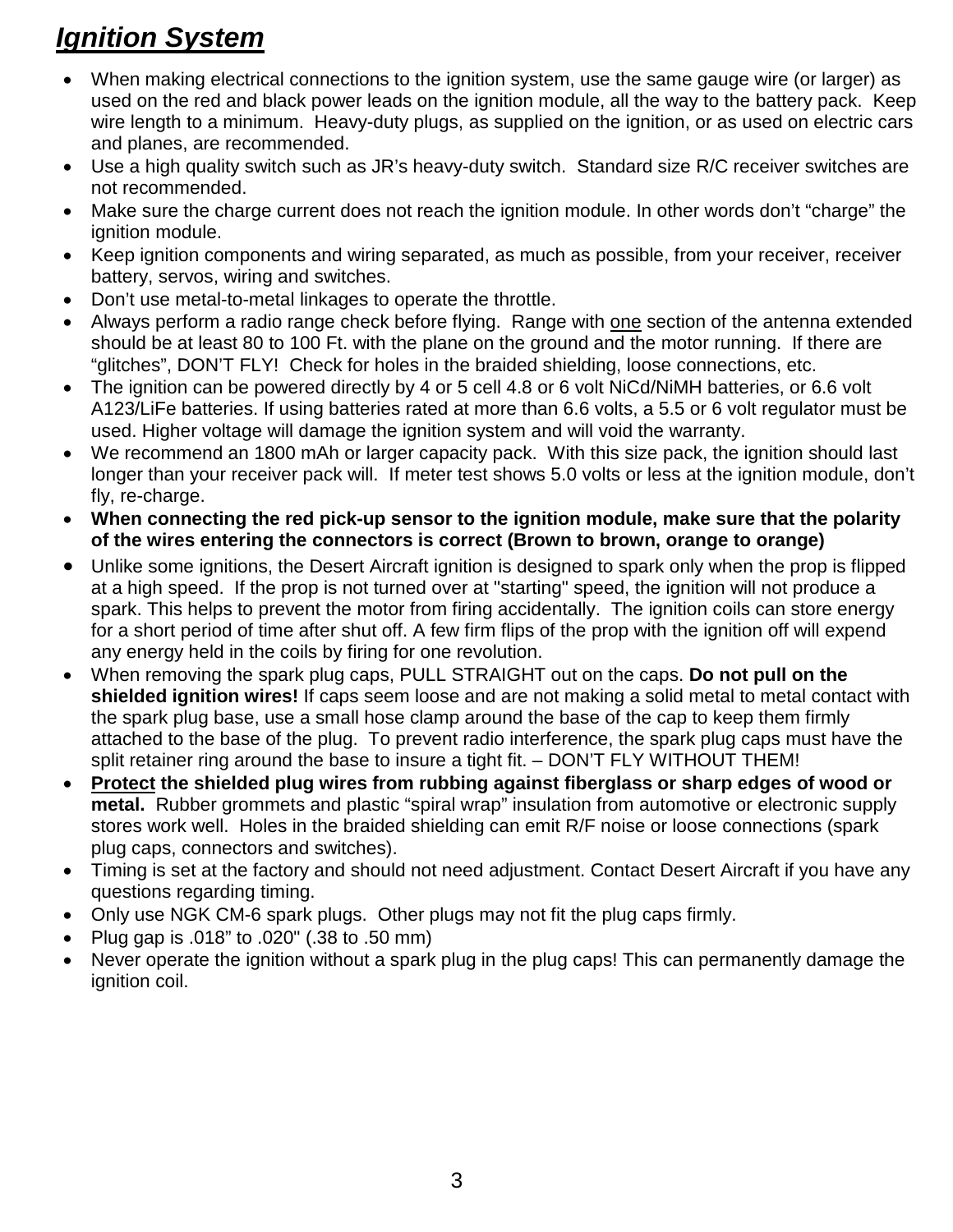# ***Ignition System***

- When making electrical connections to the ignition system, use the same gauge wire (or larger) as used on the red and black power leads on the ignition module, all the way to the battery pack. Keep wire length to a minimum. Heavy-duty plugs, as supplied on the ignition, or as used on electric cars and planes, are recommended.
- Use a high quality switch such as JR's heavy-duty switch. Standard size R/C receiver switches are not recommended.
- Make sure the charge current does not reach the ignition module. In other words don't "charge" the ignition module.
- Keep ignition components and wiring separated, as much as possible, from your receiver, receiver battery, servos, wiring and switches.
- Don't use metal-to-metal linkages to operate the throttle.
- Always perform a radio range check before flying. Range with <u>one</u> section of the antenna extended should be at least 80 to 100 Ft. with the plane on the ground and the motor running. If there are "glitches", DON'T FLY! Check for holes in the braided shielding, loose connections, etc.
- The ignition can be powered directly by 4 or 5 cell 4.8 or 6 volt NiCd/NiMH batteries, or 6.6 volt A123/LiFe batteries. If using batteries rated at more than 6.6 volts, a 5.5 or 6 volt regulator must be used. Higher voltage will damage the ignition system and will void the warranty.
- We recommend an 1800 mAh or larger capacity pack. With this size pack, the ignition should last longer than your receiver pack will. If meter test shows 5.0 volts or less at the ignition module, don't fly, re-charge.
- **When connecting the red pick-up sensor to the ignition module, make sure that the polarity of the wires entering the connectors is correct (Brown to brown, orange to orange)**
- Unlike some ignitions, the Desert Aircraft ignition is designed to spark only when the prop is flipped at a high speed. If the prop is not turned over at "starting" speed, the ignition will not produce a spark. This helps to prevent the motor from firing accidentally. The ignition coils can store energy for a short period of time after shut off. A few firm flips of the prop with the ignition off will expend any energy held in the coils by firing for one revolution.
- When removing the spark plug caps, PULL STRAIGHT out on the caps. **Do not pull on the shielded ignition wires!** If caps seem loose and are not making a solid metal to metal contact with the spark plug base, use a small hose clamp around the base of the cap to keep them firmly attached to the base of the plug. To prevent radio interference, the spark plug caps must have the split retainer ring around the base to insure a tight fit. – DON'T FLY WITHOUT THEM!
- **<u>Protect</u> the shielded plug wires from rubbing against fiberglass or sharp edges of wood or metal.** Rubber grommets and plastic "spiral wrap" insulation from automotive or electronic supply stores work well. Holes in the braided shielding can emit R/F noise or loose connections (spark plug caps, connectors and switches).
- Timing is set at the factory and should not need adjustment. Contact Desert Aircraft if you have any questions regarding timing.
- Only use NGK CM-6 spark plugs. Other plugs may not fit the plug caps firmly.
- Plug gap is .018" to .020" (.38 to .50 mm)
- Never operate the ignition without a spark plug in the plug caps! This can permanently damage the ignition coil.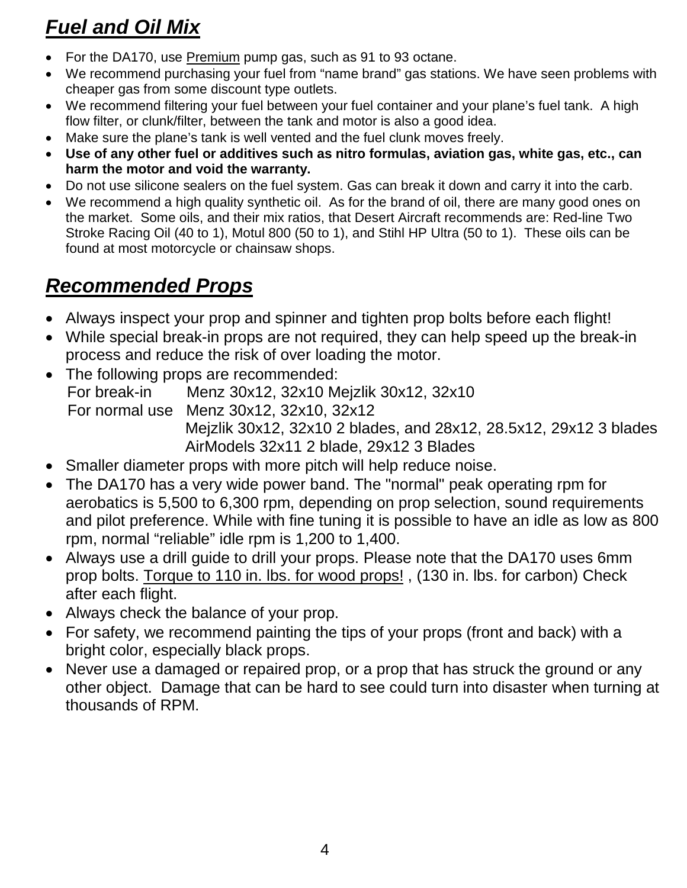## ***Fuel and Oil Mix***

- For the DA170, use <u>Premium</u> pump gas, such as 91 to 93 octane.
- We recommend purchasing your fuel from "name brand" gas stations. We have seen problems with cheaper gas from some discount type outlets.
- We recommend filtering your fuel between your fuel container and your plane's fuel tank. A high flow filter, or clunk/filter, between the tank and motor is also a good idea.
- Make sure the plane's tank is well vented and the fuel clunk moves freely.
- **Use of any other fuel or additives such as nitro formulas, aviation gas, white gas, etc., can harm the motor and void the warranty.**
- Do not use silicone sealers on the fuel system. Gas can break it down and carry it into the carb.
- We recommend a high quality synthetic oil. As for the brand of oil, there are many good ones on the market. Some oils, and their mix ratios, that Desert Aircraft recommends are: Red-line Two Stroke Racing Oil (40 to 1), Motul 800 (50 to 1), and Stihl HP Ultra (50 to 1). These oils can be found at most motorcycle or chainsaw shops.

## ***Recommended Props***

- Always inspect your prop and spinner and tighten prop bolts before each flight!
- While special break-in props are not required, they can help speed up the break-in process and reduce the risk of over loading the motor.
- The following props are recommended:
  For break-in Menz 30x12, 32x10 Mejzlik 30x12, 32x10
  For normal use Menz 30x12, 32x10, 32x12
  Mejzlik 30x12, 32x10 2 blades, and 28x12, 28.5x12, 29x12 3 blades
  AirModels 32x11 2 blade, 29x12 3 Blades
- Smaller diameter props with more pitch will help reduce noise.
- The DA170 has a very wide power band. The "normal" peak operating rpm for aerobatics is 5,500 to 6,300 rpm, depending on prop selection, sound requirements and pilot preference. While with fine tuning it is possible to have an idle as low as 800 rpm, normal "reliable" idle rpm is 1,200 to 1,400.
- Always use a drill guide to drill your props. Please note that the DA170 uses 6mm prop bolts. <u>Torque to 110 in. lbs. for wood props!</u> , (130 in. lbs. for carbon) Check after each flight.
- Always check the balance of your prop.
- For safety, we recommend painting the tips of your props (front and back) with a bright color, especially black props.
- Never use a damaged or repaired prop, or a prop that has struck the ground or any other object. Damage that can be hard to see could turn into disaster when turning at thousands of RPM.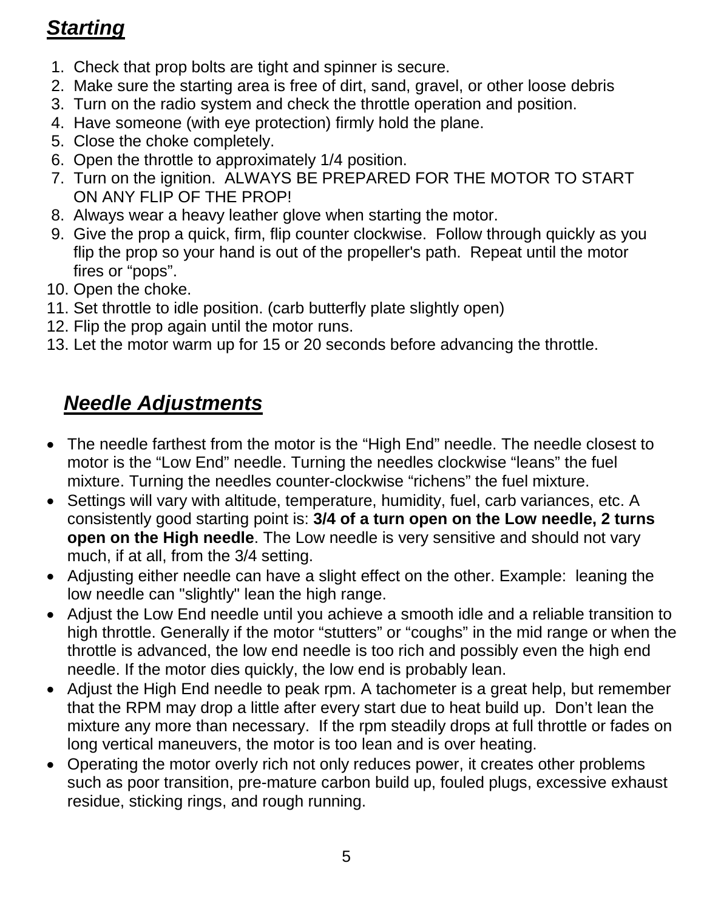## ***Starting***

1. Check that prop bolts are tight and spinner is secure.
2. Make sure the starting area is free of dirt, sand, gravel, or other loose debris
3. Turn on the radio system and check the throttle operation and position.
4. Have someone (with eye protection) firmly hold the plane.
5. Close the choke completely.
6. Open the throttle to approximately 1/4 position.
7. Turn on the ignition. ALWAYS BE PREPARED FOR THE MOTOR TO START ON ANY FLIP OF THE PROP!
8. Always wear a heavy leather glove when starting the motor.
9. Give the prop a quick, firm, flip counter clockwise. Follow through quickly as you flip the prop so your hand is out of the propeller's path. Repeat until the motor fires or "pops".
10. Open the choke.
11. Set throttle to idle position. (carb butterfly plate slightly open)
12. Flip the prop again until the motor runs.
13. Let the motor warm up for 15 or 20 seconds before advancing the throttle.

## ***Needle Adjustments***

- The needle farthest from the motor is the "High End" needle. The needle closest to motor is the "Low End" needle. Turning the needles clockwise "leans" the fuel mixture. Turning the needles counter-clockwise "richens" the fuel mixture.
- Settings will vary with altitude, temperature, humidity, fuel, carb variances, etc. A consistently good starting point is: **3/4 of a turn open on the Low needle, 2 turns open on the High needle**. The Low needle is very sensitive and should not vary much, if at all, from the 3/4 setting.
- Adjusting either needle can have a slight effect on the other. Example: leaning the low needle can "slightly" lean the high range.
- Adjust the Low End needle until you achieve a smooth idle and a reliable transition to high throttle. Generally if the motor "stutters" or "coughs" in the mid range or when the throttle is advanced, the low end needle is too rich and possibly even the high end needle. If the motor dies quickly, the low end is probably lean.
- Adjust the High End needle to peak rpm. A tachometer is a great help, but remember that the RPM may drop a little after every start due to heat build up. Don't lean the mixture any more than necessary. If the rpm steadily drops at full throttle or fades on long vertical maneuvers, the motor is too lean and is over heating.
- Operating the motor overly rich not only reduces power, it creates other problems such as poor transition, pre-mature carbon build up, fouled plugs, excessive exhaust residue, sticking rings, and rough running.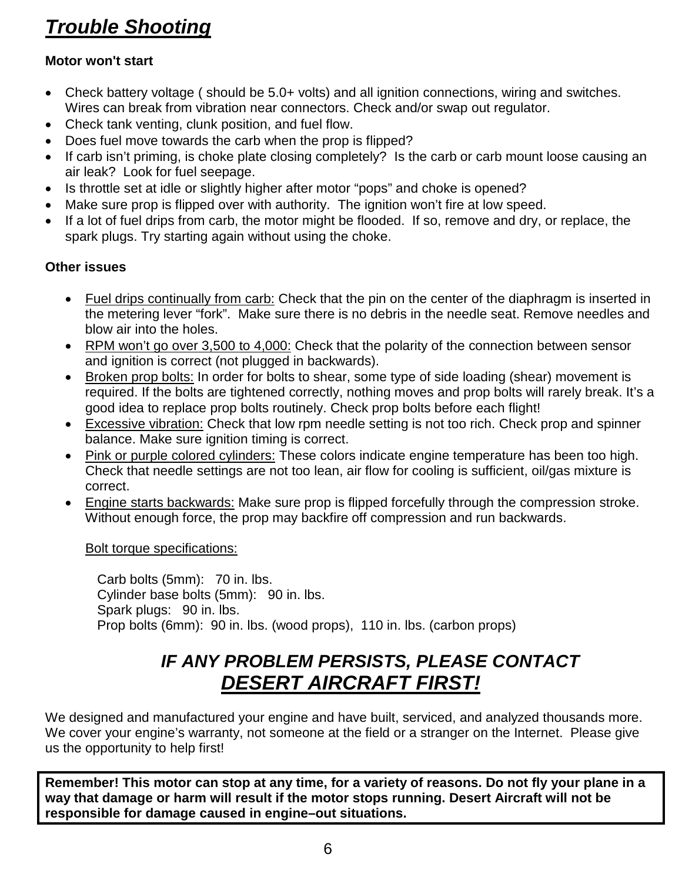# ***Trouble Shooting***

**Motor won't start**

- Check battery voltage ( should be 5.0+ volts) and all ignition connections, wiring and switches. Wires can break from vibration near connectors. Check and/or swap out regulator.
- Check tank venting, clunk position, and fuel flow.
- Does fuel move towards the carb when the prop is flipped?
- If carb isn't priming, is choke plate closing completely? Is the carb or carb mount loose causing an air leak? Look for fuel seepage.
- Is throttle set at idle or slightly higher after motor "pops" and choke is opened?
- Make sure prop is flipped over with authority. The ignition won't fire at low speed.
- If a lot of fuel drips from carb, the motor might be flooded. If so, remove and dry, or replace, the spark plugs. Try starting again without using the choke.

**Other issues**

- <u>Fuel drips continually from carb:</u> Check that the pin on the center of the diaphragm is inserted in the metering lever "fork". Make sure there is no debris in the needle seat. Remove needles and blow air into the holes.
- <u>RPM won't go over 3,500 to 4,000:</u> Check that the polarity of the connection between sensor and ignition is correct (not plugged in backwards).
- <u>Broken prop bolts:</u> In order for bolts to shear, some type of side loading (shear) movement is required. If the bolts are tightened correctly, nothing moves and prop bolts will rarely break. It's a good idea to replace prop bolts routinely. Check prop bolts before each flight!
- <u>Excessive vibration:</u> Check that low rpm needle setting is not too rich. Check prop and spinner balance. Make sure ignition timing is correct.
- <u>Pink or purple colored cylinders:</u> These colors indicate engine temperature has been too high. Check that needle settings are not too lean, air flow for cooling is sufficient, oil/gas mixture is correct.
- <u>Engine starts backwards:</u> Make sure prop is flipped forcefully through the compression stroke. Without enough force, the prop may backfire off compression and run backwards.

<u>Bolt torque specifications:</u>

Carb bolts (5mm): 70 in. lbs.
Cylinder base bolts (5mm): 90 in. lbs.
Spark plugs: 90 in. lbs.
Prop bolts (6mm): 90 in. lbs. (wood props), 110 in. lbs. (carbon props)

## ***IF ANY PROBLEM PERSISTS, PLEASE CONTACT <u>DESERT AIRCRAFT FIRST!</u>***

We designed and manufactured your engine and have built, serviced, and analyzed thousands more. We cover your engine's warranty, not someone at the field or a stranger on the Internet. Please give us the opportunity to help first!

**Remember! This motor can stop at any time, for a variety of reasons. Do not fly your plane in a way that damage or harm will result if the motor stops running. Desert Aircraft will not be responsible for damage caused in engine–out situations.**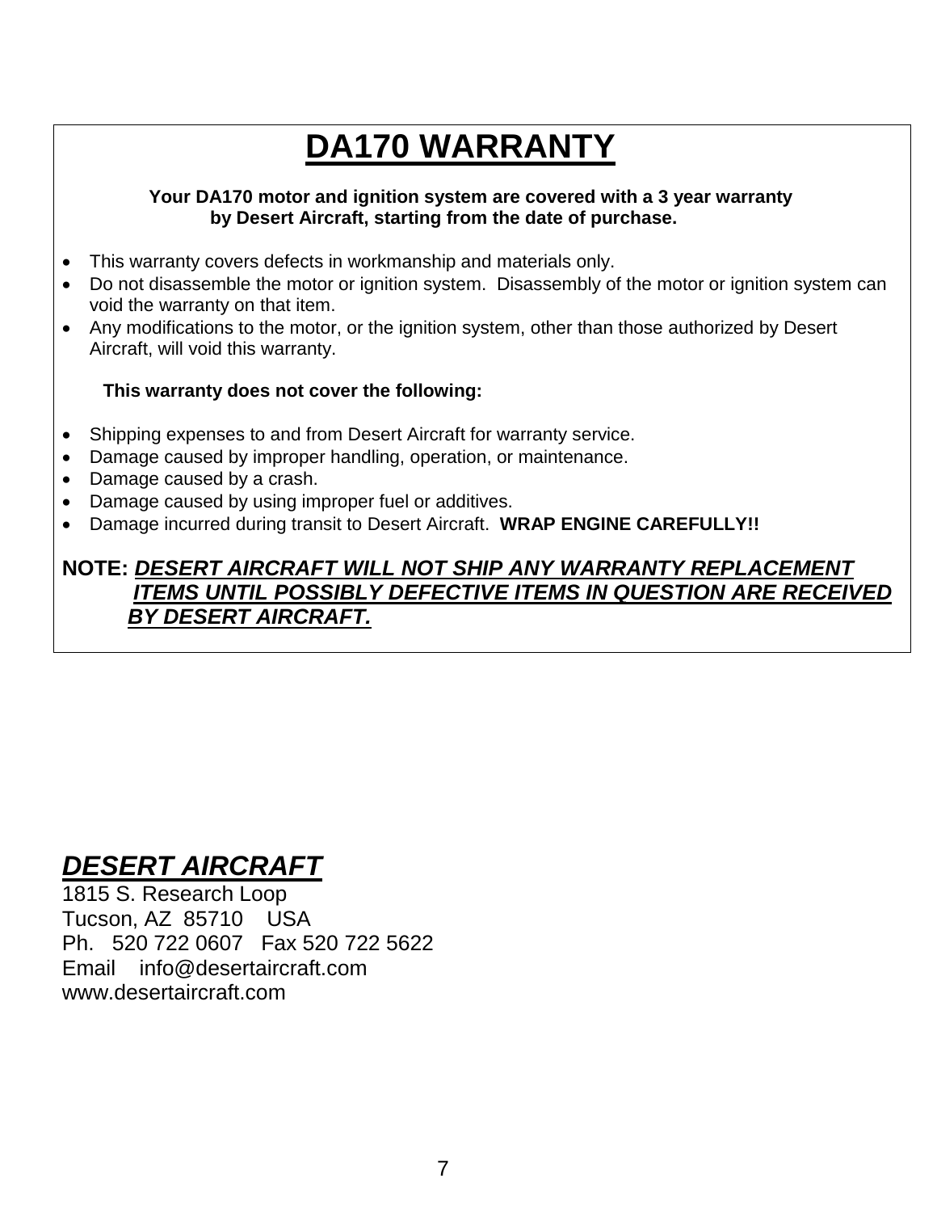# DA170 WARRANTY

**Your DA170 motor and ignition system are covered with a 3 year warranty by Desert Aircraft, starting from the date of purchase.**

- This warranty covers defects in workmanship and materials only.
- Do not disassemble the motor or ignition system. Disassembly of the motor or ignition system can void the warranty on that item.
- Any modifications to the motor, or the ignition system, other than those authorized by Desert Aircraft, will void this warranty.

**This warranty does not cover the following:**

- Shipping expenses to and from Desert Aircraft for warranty service.
- Damage caused by improper handling, operation, or maintenance.
- Damage caused by a crash.
- Damage caused by using improper fuel or additives.
- Damage incurred during transit to Desert Aircraft. **WRAP ENGINE CAREFULLY!!**

**NOTE:** ***DESERT AIRCRAFT WILL NOT SHIP ANY WARRANTY REPLACEMENT ITEMS UNTIL POSSIBLY DEFECTIVE ITEMS IN QUESTION ARE RECEIVED BY DESERT AIRCRAFT.***

***DESERT AIRCRAFT***

1815 S. Research Loop
Tucson, AZ 85710 USA
Ph. 520 722 0607 Fax 520 722 5622
Email info@desertaircraft.com
www.desertaircraft.com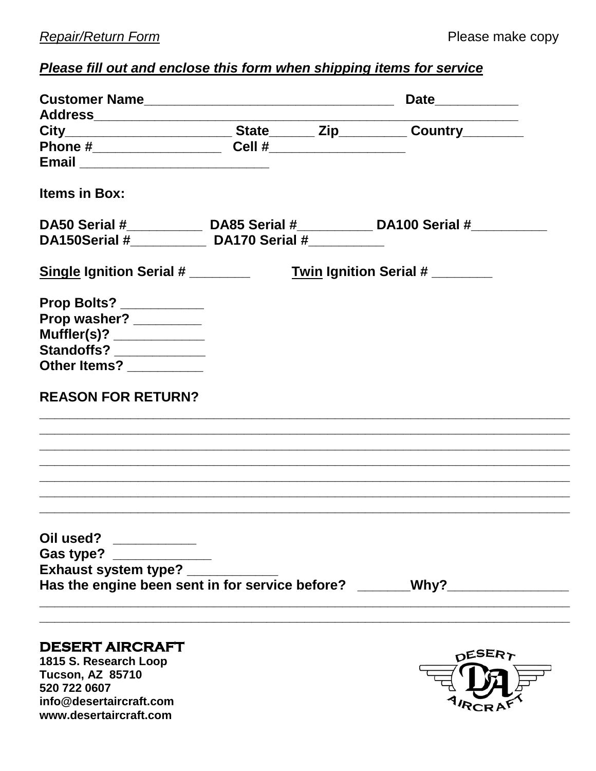*Repair/Return Form* Please make copy

***Please fill out and enclose this form when shipping items for service***

**Customer Name________________________________ Date__________**
**Address____________________________________________________**
**City_____________________ State______ Zip_________ Country________**
**Phone #________________ Cell #_________________**
**Email ________________________**

**Items in Box:**

**DA50 Serial #__________ DA85 Serial #__________ DA100 Serial #__________**
**DA150Serial #__________ DA170 Serial #__________**

**Single Ignition Serial # ________ Twin Ignition Serial # ________**

**Prop Bolts? __________**
**Prop washer? ________**
**Muffler(s)? ___________**
**Standoffs? ___________**
**Other Items? _________**

**REASON FOR RETURN?**
______________________________________________________________________
______________________________________________________________________
______________________________________________________________________
______________________________________________________________________
______________________________________________________________________
______________________________________________________________________
______________________________________________________________________

**Oil used? __________**
**Gas type? ____________**
**Exhaust system type? ___________**
**Has the engine been sent in for service before? _______Why?_______________**
______________________________________________________________________
______________________________________________________________________

**DESERT AIRCRAFT**
**1815 S. Research Loop**
**Tucson, AZ 85710**
**520 722 0607**
**info@desertaircraft.com**
**www.desertaircraft.com**

DESERT DA AIRCRAFT